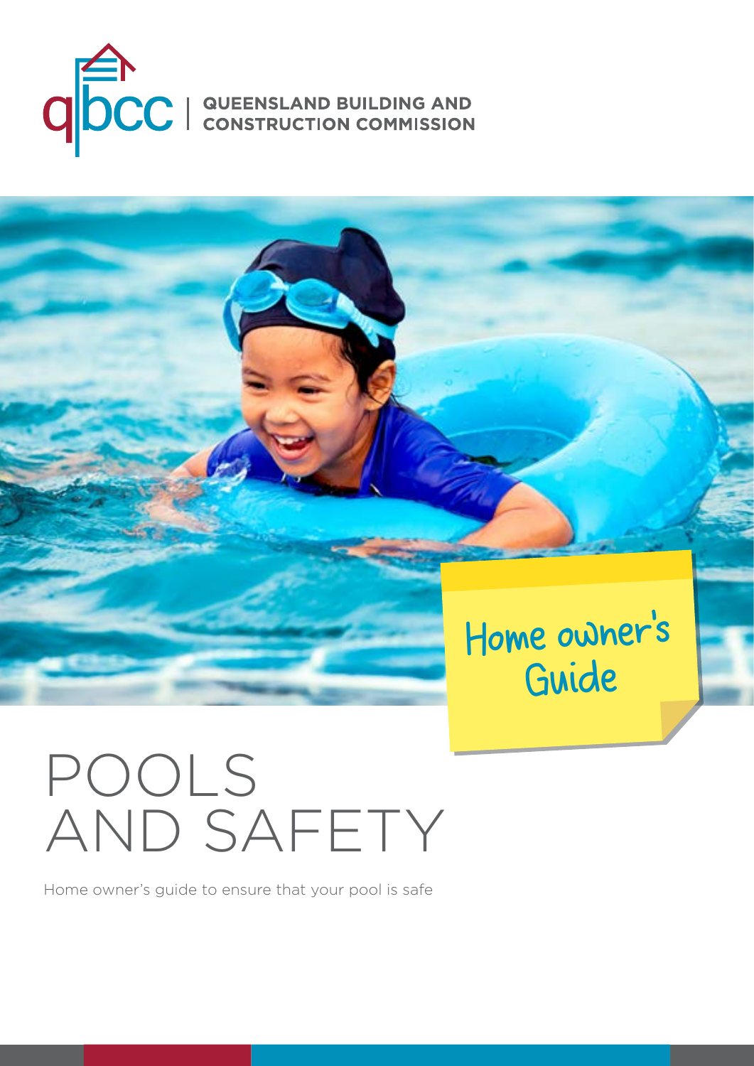QUEENSLAND BUILDING AND CONSTRUCTION COMMISSION

Home owner's Guide

# POOLS AND SAFETY

Home owner's guide to ensure that your pool is safe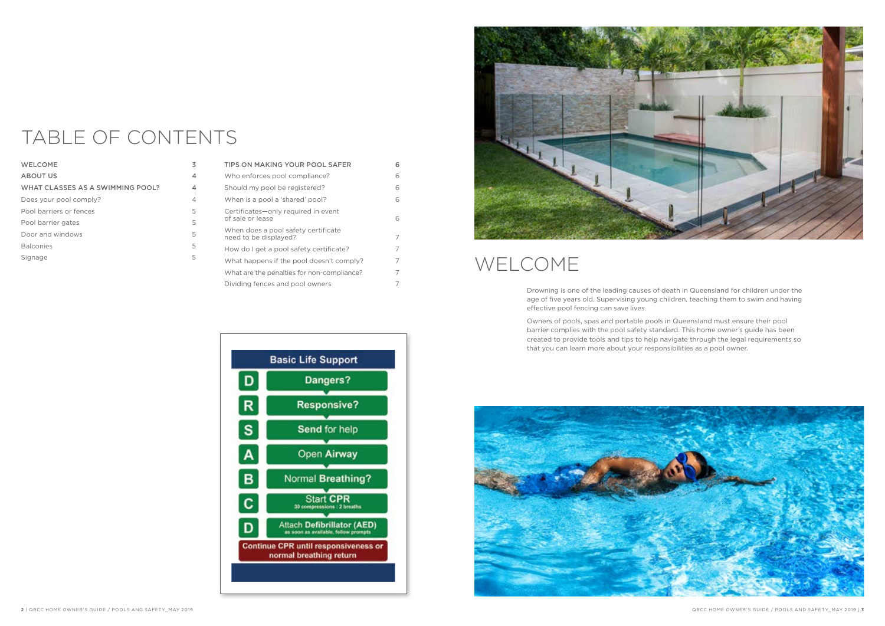# TABLE OF CONTENTS

| | |
|---|---|
| WELCOME | 3 |
| ABOUT US | 4 |
| WHAT CLASSES AS A SWIMMING POOL? | 4 |
| Does your pool comply? | 4 |
| Pool barriers or fences | 5 |
| Pool barrier gates | 5 |
| Door and windows | 5 |
| Balconies | 5 |
| Signage | 5 |
| TIPS ON MAKING YOUR POOL SAFER | 6 |
| Who enforces pool compliance? | 6 |
| Should my pool be registered? | 6 |
| When is a pool a 'shared' pool? | 6 |
| Certificates—only required in event of sale or lease | 6 |
| When does a pool safety certificate need to be displayed? | 7 |
| How do I get a pool safety certificate? | 7 |
| What happens if the pool doesn't comply? | 7 |
| What are the penalties for non-compliance? | 7 |
| Dividing fences and pool owners | 7 |

**Basic Life Support**

- **D** Dangers?
- **R** Responsive?
- **S** Send for help
- **A** Open Airway
- **B** Normal Breathing?
- **C** Start CPR (30 compressions : 2 breaths)
- **D** Attach Defibrillator (AED) (as soon as available, follow prompts)

Continue CPR until responsiveness or normal breathing return

# WELCOME

Drowning is one of the leading causes of death in Queensland for children under the age of five years old. Supervising young children, teaching them to swim and having effective pool fencing can save lives.

Owners of pools, spas and portable pools in Queensland must ensure their pool barrier complies with the pool safety standard. This home owner's guide has been created to provide tools and tips to help navigate through the legal requirements so that you can learn more about your responsibilities as a pool owner.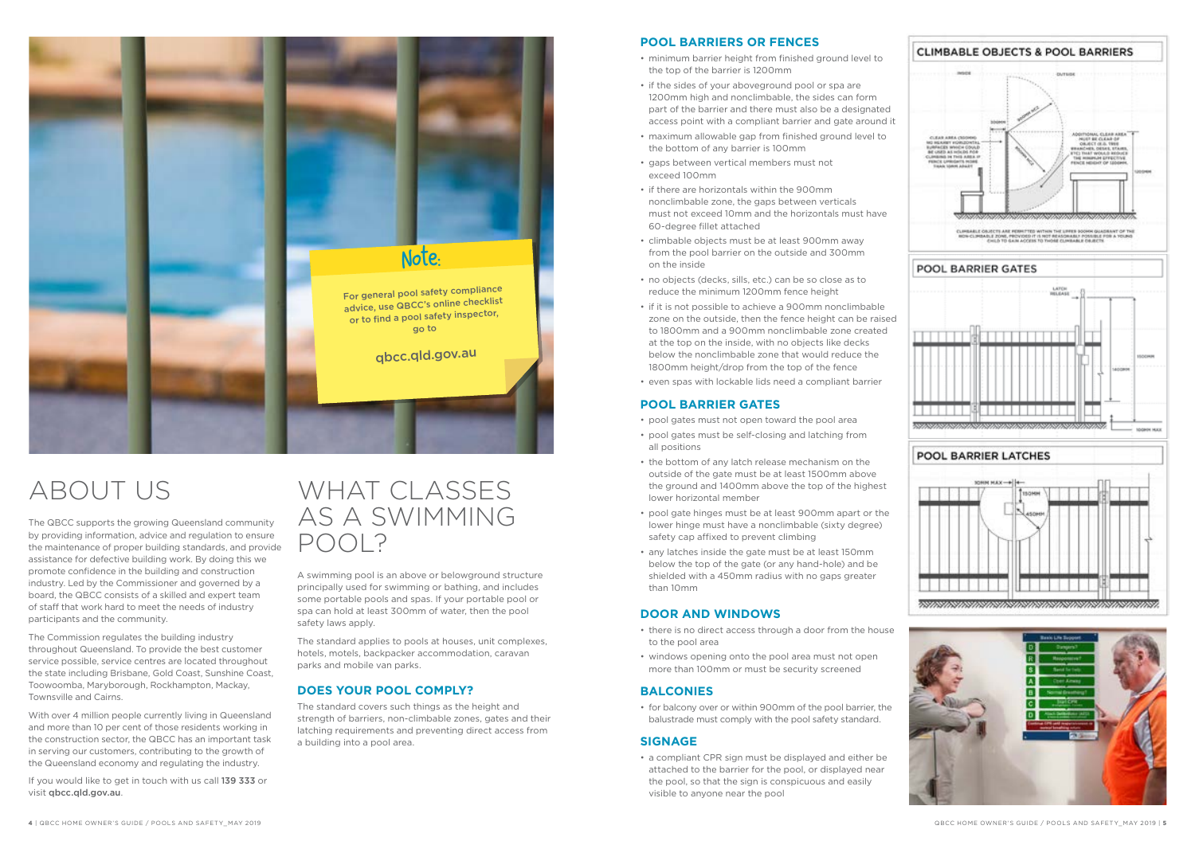Note:

For general pool safety compliance advice, use QBCC's online checklist or to find a pool safety inspector, go to

qbcc.qld.gov.au

# ABOUT US

The QBCC supports the growing Queensland community by providing information, advice and regulation to ensure the maintenance of proper building standards, and provide assistance for defective building work. By doing this we promote confidence in the building and construction industry. Led by the Commissioner and governed by a board, the QBCC consists of a skilled and expert team of staff that work hard to meet the needs of industry participants and the community.

The Commission regulates the building industry throughout Queensland. To provide the best customer service possible, service centres are located throughout the state including Brisbane, Gold Coast, Sunshine Coast, Toowoomba, Maryborough, Rockhampton, Mackay, Townsville and Cairns.

With over 4 million people currently living in Queensland and more than 10 per cent of those residents working in the construction sector, the QBCC has an important task in serving our customers, contributing to the growth of the Queensland economy and regulating the industry.

If you would like to get in touch with us call **139 333** or visit **qbcc.qld.gov.au**.

# WHAT CLASSES AS A SWIMMING POOL?

A swimming pool is an above or belowground structure principally used for swimming or bathing, and includes some portable pools and spas. If your portable pool or spa can hold at least 300mm of water, then the pool safety laws apply.

The standard applies to pools at houses, unit complexes, hotels, motels, backpacker accommodation, caravan parks and mobile van parks.

## DOES YOUR POOL COMPLY?

The standard covers such things as the height and strength of barriers, non-climbable zones, gates and their latching requirements and preventing direct access from a building into a pool area.

## POOL BARRIERS OR FENCES

- minimum barrier height from finished ground level to the top of the barrier is 1200mm
- if the sides of your aboveground pool or spa are 1200mm high and nonclimbable, the sides can form part of the barrier and there must also be a designated access point with a compliant barrier and gate around it
- maximum allowable gap from finished ground level to the bottom of any barrier is 100mm
- gaps between vertical members must not exceed 100mm
- if there are horizontals within the 900mm nonclimbable zone, the gaps between verticals must not exceed 10mm and the horizontals must have 60-degree fillet attached
- climbable objects must be at least 900mm away from the pool barrier on the outside and 300mm on the inside
- no objects (decks, sills, etc.) can be so close as to reduce the minimum 1200mm fence height
- if it is not possible to achieve a 900mm nonclimbable zone on the outside, then the fence height can be raised to 1800mm and a 900mm nonclimbable zone created at the top on the inside, with no objects like decks below the nonclimbable zone that would reduce the 1800mm height/drop from the top of the fence
- even spas with lockable lids need a compliant barrier

## POOL BARRIER GATES

- pool gates must not open toward the pool area
- pool gates must be self-closing and latching from all positions
- the bottom of any latch release mechanism on the outside of the gate must be at least 1500mm above the ground and 1400mm above the top of the highest lower horizontal member
- pool gate hinges must be at least 900mm apart or the lower hinge must have a nonclimbable (sixty degree) safety cap affixed to prevent climbing
- any latches inside the gate must be at least 150mm below the top of the gate (or any hand-hole) and be shielded with a 450mm radius with no gaps greater than 10mm

## DOOR AND WINDOWS

- there is no direct access through a door from the house to the pool area
- windows opening onto the pool area must not open more than 100mm or must be security screened

## BALCONIES

- for balcony over or within 900mm of the pool barrier, the balustrade must comply with the pool safety standard.

## SIGNAGE

- a compliant CPR sign must be displayed and either be attached to the barrier for the pool, or displayed near the pool, so that the sign is conspicuous and easily visible to anyone near the pool

CLIMBABLE OBJECTS & POOL BARRIERS

POOL BARRIER GATES

POOL BARRIER LATCHES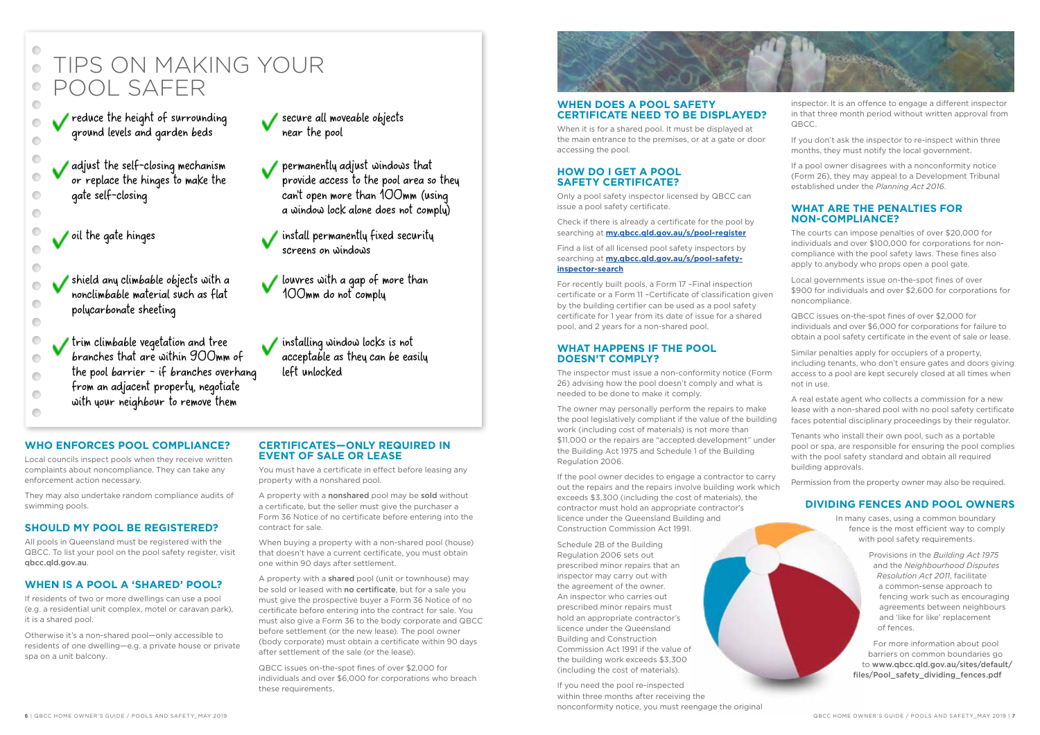# TIPS ON MAKING YOUR POOL SAFER

- reduce the height of surrounding ground levels and garden beds
- adjust the self-closing mechanism or replace the hinges to make the gate self-closing
- oil the gate hinges
- shield any climbable objects with a nonclimbable material such as flat polycarbonate sheeting
- trim climbable vegetation and tree branches that are within 900mm of the pool barrier – if branches overhang from an adjacent property, negotiate with your neighbour to remove them
- secure all moveable objects near the pool
- permanently adjust windows that provide access to the pool area so they can't open more than 100mm (using a window lock alone does not comply)
- install permanently fixed security screens on windows
- louvres with a gap of more than 100mm do not comply
- installing window locks is not acceptable as they can be easily left unlocked

## WHO ENFORCES POOL COMPLIANCE?

Local councils inspect pools when they receive written complaints about noncompliance. They can take any enforcement action necessary.

They may also undertake random compliance audits of swimming pools.

## SHOULD MY POOL BE REGISTERED?

All pools in Queensland must be registered with the QBCC. To list your pool on the pool safety register, visit **qbcc.qld.gov.au**.

## WHEN IS A POOL A 'SHARED' POOL?

If residents of two or more dwellings can use a pool (e.g. a residential unit complex, motel or caravan park), it is a shared pool.

Otherwise it's a non-shared pool—only accessible to residents of one dwelling—e.g. a private house or private spa on a unit balcony.

## CERTIFICATES—ONLY REQUIRED IN EVENT OF SALE OR LEASE

You must have a certificate in effect before leasing any property with a nonshared pool.

A property with a **nonshared** pool may be **sold** without a certificate, but the seller must give the purchaser a Form 36 Notice of no certificate before entering into the contract for sale.

When buying a property with a non-shared pool (house) that doesn't have a current certificate, you must obtain one within 90 days after settlement.

A property with a **shared** pool (unit or townhouse) may be sold or leased with **no certificate**, but for a sale you must give the prospective buyer a Form 36 Notice of no certificate before entering into the contract for sale. You must also give a Form 36 to the body corporate and QBCC before settlement (or the new lease). The pool owner (body corporate) must obtain a certificate within 90 days after settlement of the sale (or the lease).

QBCC issues on-the-spot fines of over $2,000 for individuals and over $6,000 for corporations who breach these requirements.

## WHEN DOES A POOL SAFETY CERTIFICATE NEED TO BE DISPLAYED?

When it is for a shared pool. It must be displayed at the main entrance to the premises, or at a gate or door accessing the pool.

## HOW DO I GET A POOL SAFETY CERTIFICATE?

Only a pool safety inspector licensed by QBCC can issue a pool safety certificate.

Check if there is already a certificate for the pool by searching at **my.qbcc.qld.gov.au/s/pool-register**

Find a list of all licensed pool safety inspectors by searching at **my.qbcc.qld.gov.au/s/pool-safety-inspector-search**

For recently built pools, a Form 17 –Final inspection certificate or a Form 11 –Certificate of classification given by the building certifier can be used as a pool safety certificate for 1 year from its date of issue for a shared pool, and 2 years for a non-shared pool.

## WHAT HAPPENS IF THE POOL DOESN'T COMPLY?

The inspector must issue a non-conformity notice (Form 26) advising how the pool doesn't comply and what is needed to be done to make it comply.

The owner may personally perform the repairs to make the pool legislatively compliant if the value of the building work (including cost of materials) is not more than $11,000 or the repairs are "accepted development" under the Building Act 1975 and Schedule 1 of the Building Regulation 2006.

If the pool owner decides to engage a contractor to carry out the repairs and the repairs involve building work which exceeds $3,300 (including the cost of materials), the contractor must hold an appropriate contractor's licence under the Queensland Building and Construction Commission Act 1991.

Schedule 2B of the Building Regulation 2006 sets out prescribed minor repairs that an inspector may carry out with the agreement of the owner. An inspector who carries out prescribed minor repairs must hold an appropriate contractor's licence under the Queensland Building and Construction Commission Act 1991 if the value of the building work exceeds $3,300 (including the cost of materials).

If you need the pool re-inspected within three months after receiving the nonconformity notice, you must reengage the original inspector. It is an offence to engage a different inspector in that three month period without written approval from QBCC.

If you don't ask the inspector to re-inspect within three months, they must notify the local government.

If a pool owner disagrees with a nonconformity notice (Form 26), they may appeal to a Development Tribunal established under the *Planning Act 2016*.

## WHAT ARE THE PENALTIES FOR NON-COMPLIANCE?

The courts can impose penalties of over $20,000 for individuals and over $100,000 for corporations for non-compliance with the pool safety laws. These fines also apply to anybody who props open a pool gate.

Local governments issue on-the-spot fines of over $900 for individuals and over $2,600 for corporations for noncompliance.

QBCC issues on-the-spot fines of over $2,000 for individuals and over $6,000 for corporations for failure to obtain a pool safety certificate in the event of sale or lease.

Similar penalties apply for occupiers of a property, including tenants, who don't ensure gates and doors giving access to a pool are kept securely closed at all times when not in use.

A real estate agent who collects a commission for a new lease with a non-shared pool with no pool safety certificate faces potential disciplinary proceedings by their regulator.

Tenants who install their own pool, such as a portable pool or spa, are responsible for ensuring the pool complies with the pool safety standard and obtain all required building approvals.

Permission from the property owner may also be required.

## DIVIDING FENCES AND POOL OWNERS

In many cases, using a common boundary fence is the most efficient way to comply with pool safety requirements.

Provisions in the *Building Act 1975* and the *Neighbourhood Disputes Resolution Act 2011*, facilitate a common-sense approach to fencing work such as encouraging agreements between neighbours and 'like for like' replacement of fences.

For more information about pool barriers on common boundaries go to **www.qbcc.qld.gov.au/sites/default/files/Pool_safety_dividing_fences.pdf**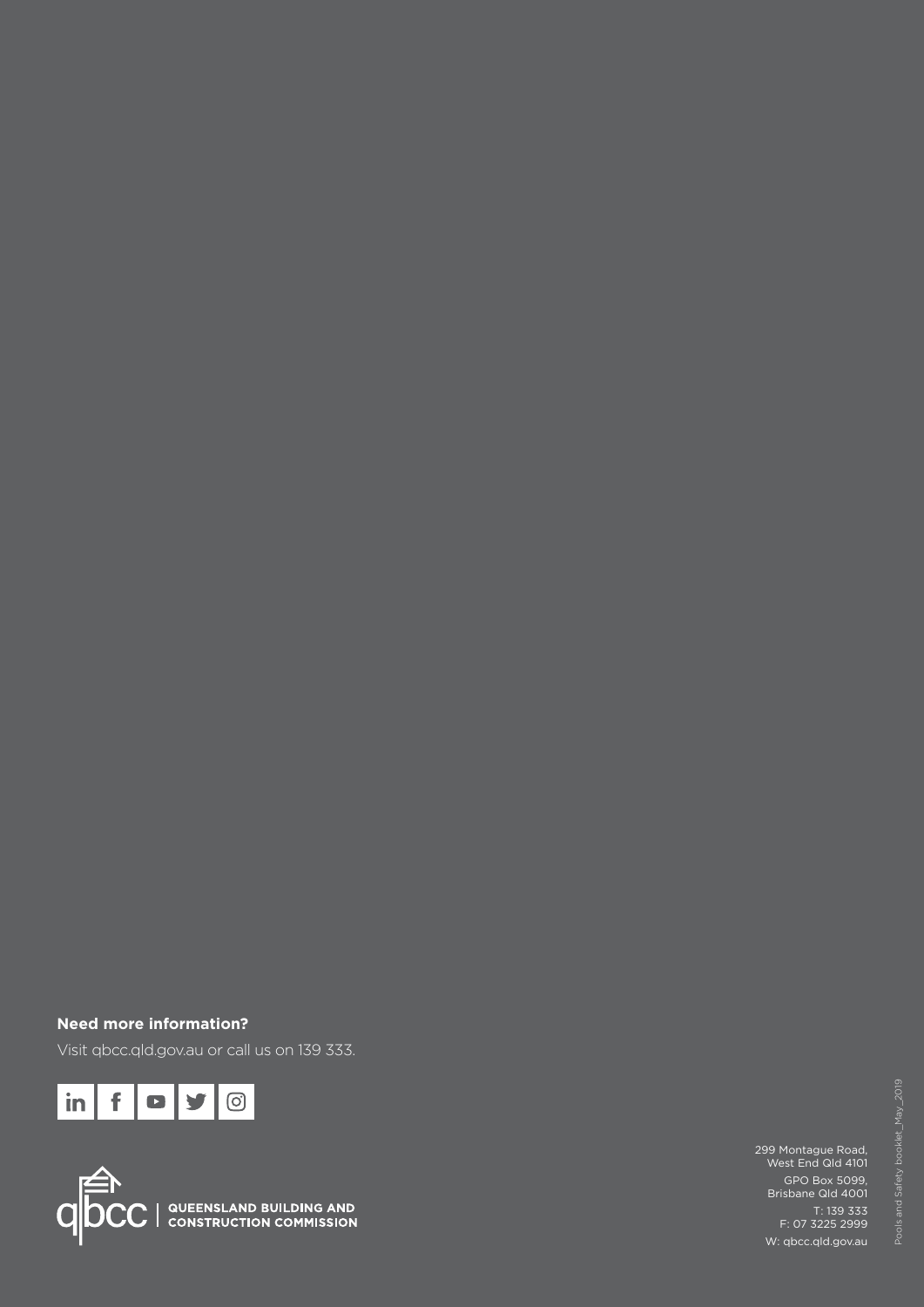**Need more information?**

Visit qbcc.qld.gov.au or call us on 139 333.

QUEENSLAND BUILDING AND CONSTRUCTION COMMISSION

299 Montague Road,
West End Qld 4101

GPO Box 5099,
Brisbane Qld 4001

T: 139 333
F: 07 3225 2999

W: qbcc.qld.gov.au

Pools and Safety booklet_May_2019